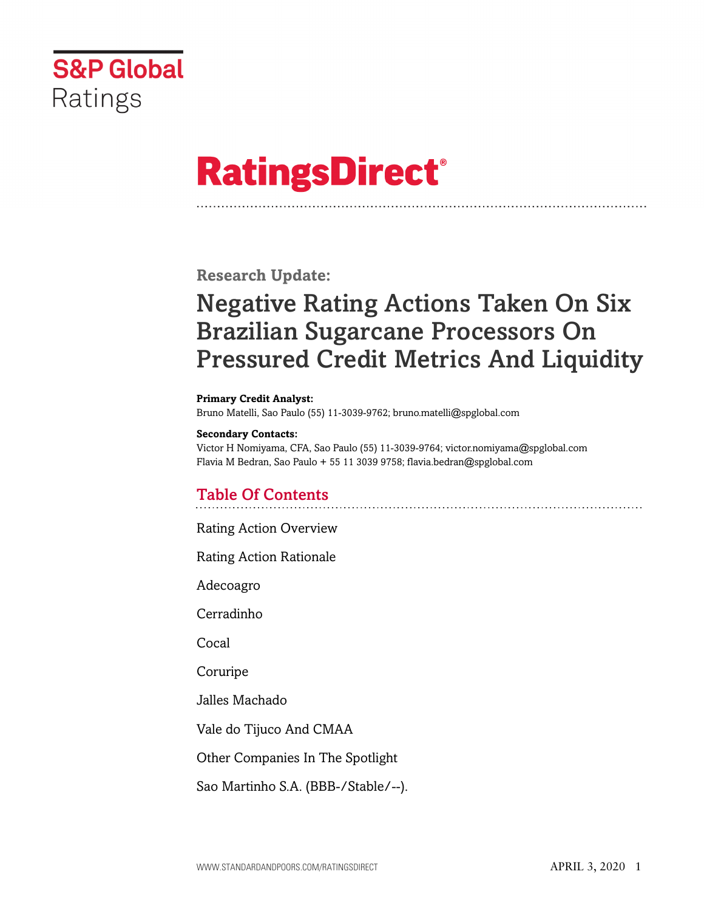S&P Global Ratings

# RatingsDirect®

## Research Update:

# Negative Rating Actions Taken On Six Brazilian Sugarcane Processors On Pressured Credit Metrics And Liquidity

**Primary Credit Analyst:**
Bruno Matelli, Sao Paulo (55) 11-3039-9762; bruno.matelli@spglobal.com

**Secondary Contacts:**
Victor H Nomiyama, CFA, Sao Paulo (55) 11-3039-9764; victor.nomiyama@spglobal.com
Flavia M Bedran, Sao Paulo + 55 11 3039 9758; flavia.bedran@spglobal.com

## Table Of Contents

Rating Action Overview

Rating Action Rationale

Adecoagro

Cerradinho

Cocal

Coruripe

Jalles Machado

Vale do Tijuco And CMAA

Other Companies In The Spotlight

Sao Martinho S.A. (BBB-/Stable/--).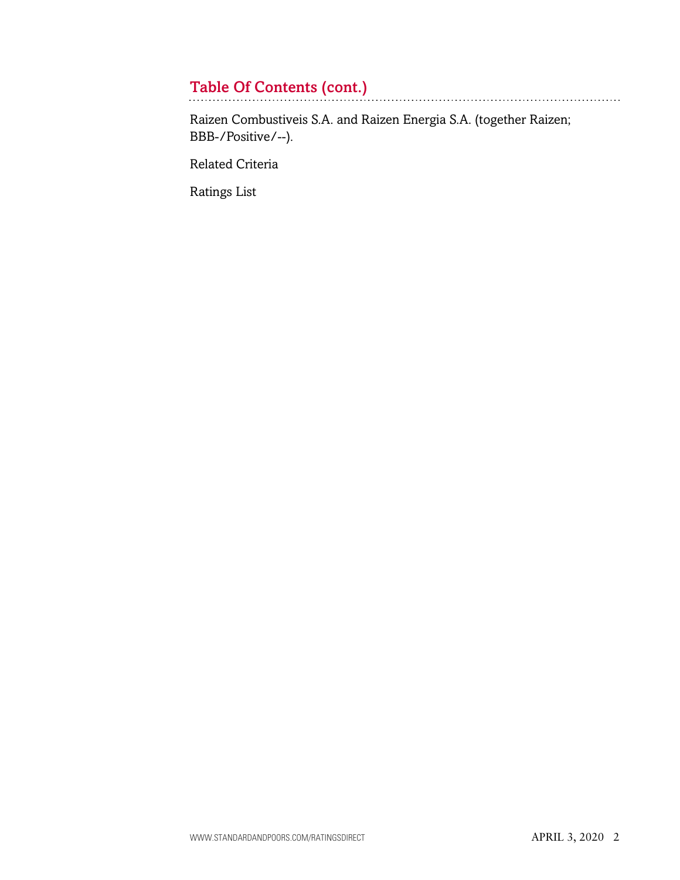## Table Of Contents (cont.)

Raizen Combustiveis S.A. and Raizen Energia S.A. (together Raizen; BBB-/Positive/--).

Related Criteria

Ratings List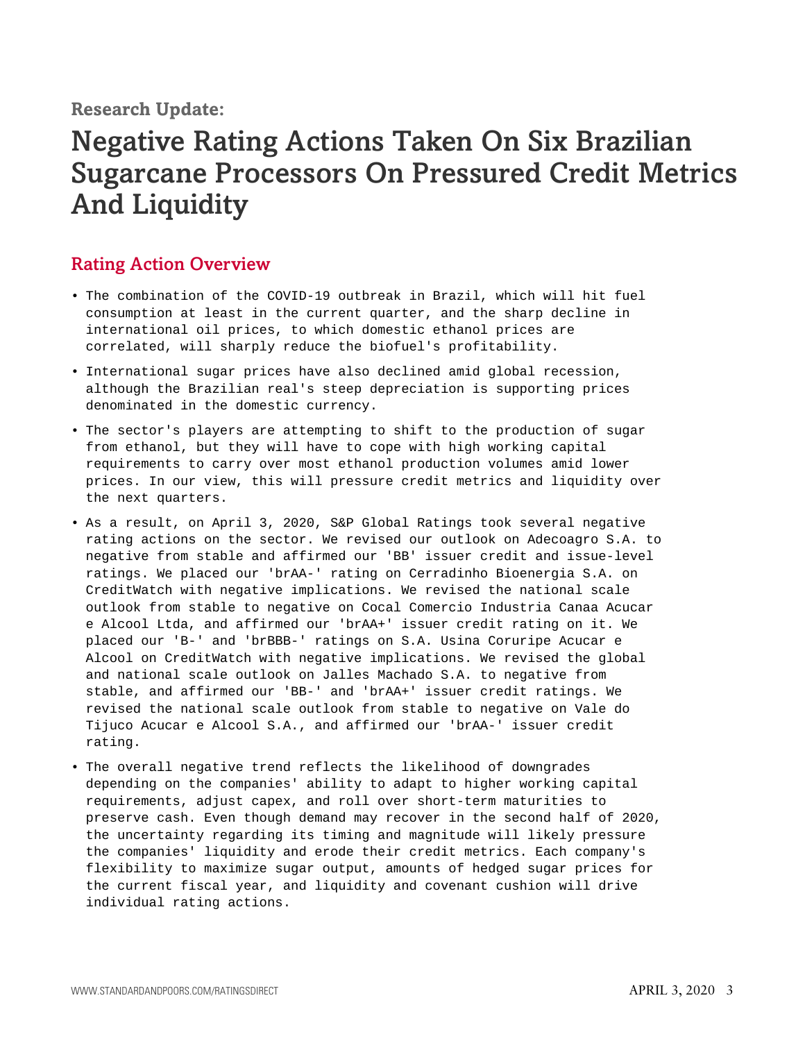**Research Update:**

# Negative Rating Actions Taken On Six Brazilian Sugarcane Processors On Pressured Credit Metrics And Liquidity

## Rating Action Overview

- The combination of the COVID-19 outbreak in Brazil, which will hit fuel consumption at least in the current quarter, and the sharp decline in international oil prices, to which domestic ethanol prices are correlated, will sharply reduce the biofuel's profitability.
- International sugar prices have also declined amid global recession, although the Brazilian real's steep depreciation is supporting prices denominated in the domestic currency.
- The sector's players are attempting to shift to the production of sugar from ethanol, but they will have to cope with high working capital requirements to carry over most ethanol production volumes amid lower prices. In our view, this will pressure credit metrics and liquidity over the next quarters.
- As a result, on April 3, 2020, S&P Global Ratings took several negative rating actions on the sector. We revised our outlook on Adecoagro S.A. to negative from stable and affirmed our 'BB' issuer credit and issue-level ratings. We placed our 'brAA-' rating on Cerradinho Bioenergia S.A. on CreditWatch with negative implications. We revised the national scale outlook from stable to negative on Cocal Comercio Industria Canaa Acucar e Alcool Ltda, and affirmed our 'brAA+' issuer credit rating on it. We placed our 'B-' and 'brBBB-' ratings on S.A. Usina Coruripe Acucar e Alcool on CreditWatch with negative implications. We revised the global and national scale outlook on Jalles Machado S.A. to negative from stable, and affirmed our 'BB-' and 'brAA+' issuer credit ratings. We revised the national scale outlook from stable to negative on Vale do Tijuco Acucar e Alcool S.A., and affirmed our 'brAA-' issuer credit rating.
- The overall negative trend reflects the likelihood of downgrades depending on the companies' ability to adapt to higher working capital requirements, adjust capex, and roll over short-term maturities to preserve cash. Even though demand may recover in the second half of 2020, the uncertainty regarding its timing and magnitude will likely pressure the companies' liquidity and erode their credit metrics. Each company's flexibility to maximize sugar output, amounts of hedged sugar prices for the current fiscal year, and liquidity and covenant cushion will drive individual rating actions.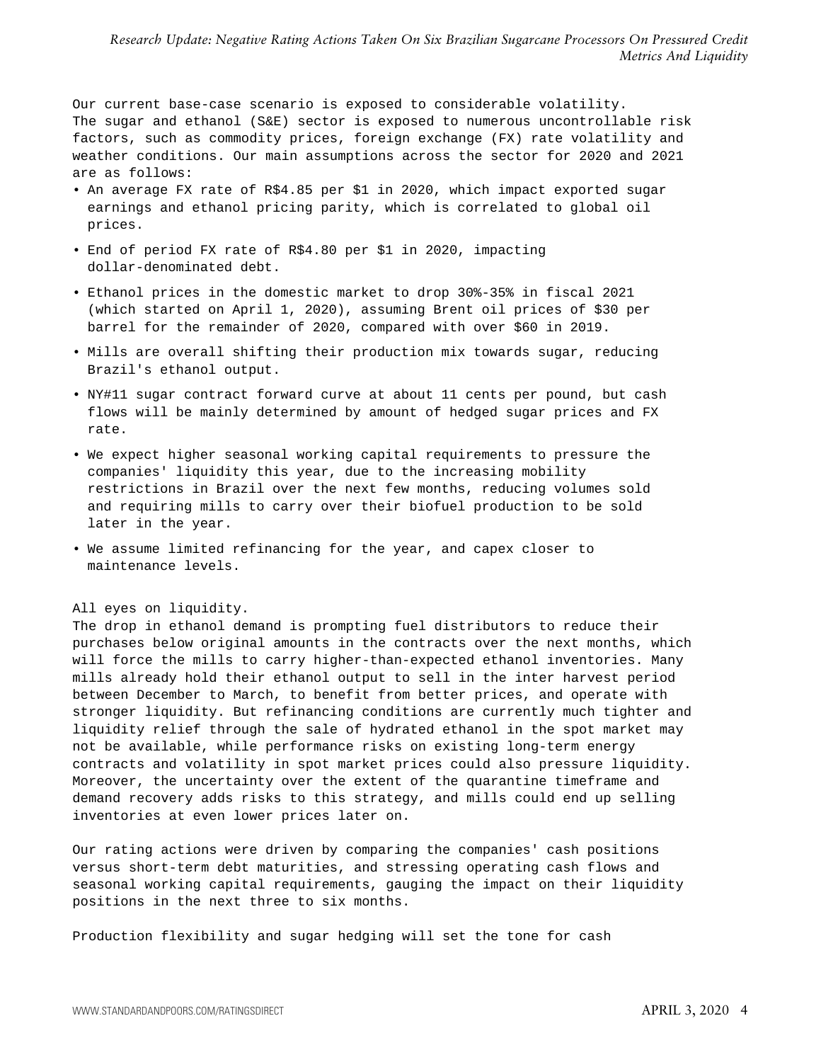Our current base-case scenario is exposed to considerable volatility. The sugar and ethanol (S&E) sector is exposed to numerous uncontrollable risk factors, such as commodity prices, foreign exchange (FX) rate volatility and weather conditions. Our main assumptions across the sector for 2020 and 2021 are as follows:

- An average FX rate of R$4.85 per $1 in 2020, which impact exported sugar earnings and ethanol pricing parity, which is correlated to global oil prices.
- End of period FX rate of R$4.80 per $1 in 2020, impacting dollar-denominated debt.
- Ethanol prices in the domestic market to drop 30%-35% in fiscal 2021 (which started on April 1, 2020), assuming Brent oil prices of $30 per barrel for the remainder of 2020, compared with over $60 in 2019.
- Mills are overall shifting their production mix towards sugar, reducing Brazil's ethanol output.
- NY#11 sugar contract forward curve at about 11 cents per pound, but cash flows will be mainly determined by amount of hedged sugar prices and FX rate.
- We expect higher seasonal working capital requirements to pressure the companies' liquidity this year, due to the increasing mobility restrictions in Brazil over the next few months, reducing volumes sold and requiring mills to carry over their biofuel production to be sold later in the year.
- We assume limited refinancing for the year, and capex closer to maintenance levels.

All eyes on liquidity.

The drop in ethanol demand is prompting fuel distributors to reduce their purchases below original amounts in the contracts over the next months, which will force the mills to carry higher-than-expected ethanol inventories. Many mills already hold their ethanol output to sell in the inter harvest period between December to March, to benefit from better prices, and operate with stronger liquidity. But refinancing conditions are currently much tighter and liquidity relief through the sale of hydrated ethanol in the spot market may not be available, while performance risks on existing long-term energy contracts and volatility in spot market prices could also pressure liquidity. Moreover, the uncertainty over the extent of the quarantine timeframe and demand recovery adds risks to this strategy, and mills could end up selling inventories at even lower prices later on.

Our rating actions were driven by comparing the companies' cash positions versus short-term debt maturities, and stressing operating cash flows and seasonal working capital requirements, gauging the impact on their liquidity positions in the next three to six months.

Production flexibility and sugar hedging will set the tone for cash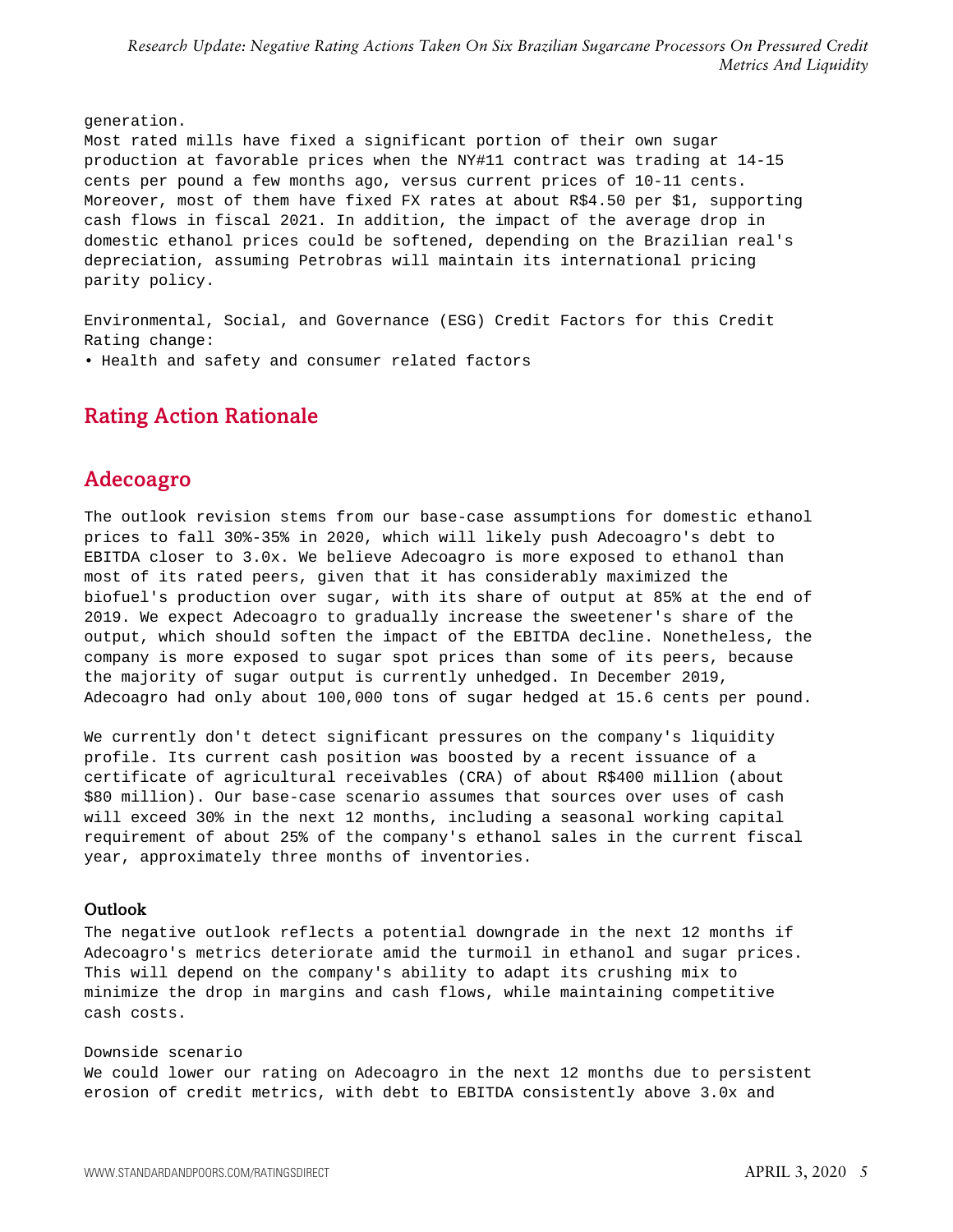generation.

Most rated mills have fixed a significant portion of their own sugar production at favorable prices when the NY#11 contract was trading at 14-15 cents per pound a few months ago, versus current prices of 10-11 cents. Moreover, most of them have fixed FX rates at about R$4.50 per $1, supporting cash flows in fiscal 2021. In addition, the impact of the average drop in domestic ethanol prices could be softened, depending on the Brazilian real's depreciation, assuming Petrobras will maintain its international pricing parity policy.

Environmental, Social, and Governance (ESG) Credit Factors for this Credit Rating change:

- Health and safety and consumer related factors

## Rating Action Rationale

## Adecoagro

The outlook revision stems from our base-case assumptions for domestic ethanol prices to fall 30%-35% in 2020, which will likely push Adecoagro's debt to EBITDA closer to 3.0x. We believe Adecoagro is more exposed to ethanol than most of its rated peers, given that it has considerably maximized the biofuel's production over sugar, with its share of output at 85% at the end of 2019. We expect Adecoagro to gradually increase the sweetener's share of the output, which should soften the impact of the EBITDA decline. Nonetheless, the company is more exposed to sugar spot prices than some of its peers, because the majority of sugar output is currently unhedged. In December 2019, Adecoagro had only about 100,000 tons of sugar hedged at 15.6 cents per pound.

We currently don't detect significant pressures on the company's liquidity profile. Its current cash position was boosted by a recent issuance of a certificate of agricultural receivables (CRA) of about R$400 million (about $80 million). Our base-case scenario assumes that sources over uses of cash will exceed 30% in the next 12 months, including a seasonal working capital requirement of about 25% of the company's ethanol sales in the current fiscal year, approximately three months of inventories.

### Outlook

The negative outlook reflects a potential downgrade in the next 12 months if Adecoagro's metrics deteriorate amid the turmoil in ethanol and sugar prices. This will depend on the company's ability to adapt its crushing mix to minimize the drop in margins and cash flows, while maintaining competitive cash costs.

Downside scenario

We could lower our rating on Adecoagro in the next 12 months due to persistent erosion of credit metrics, with debt to EBITDA consistently above 3.0x and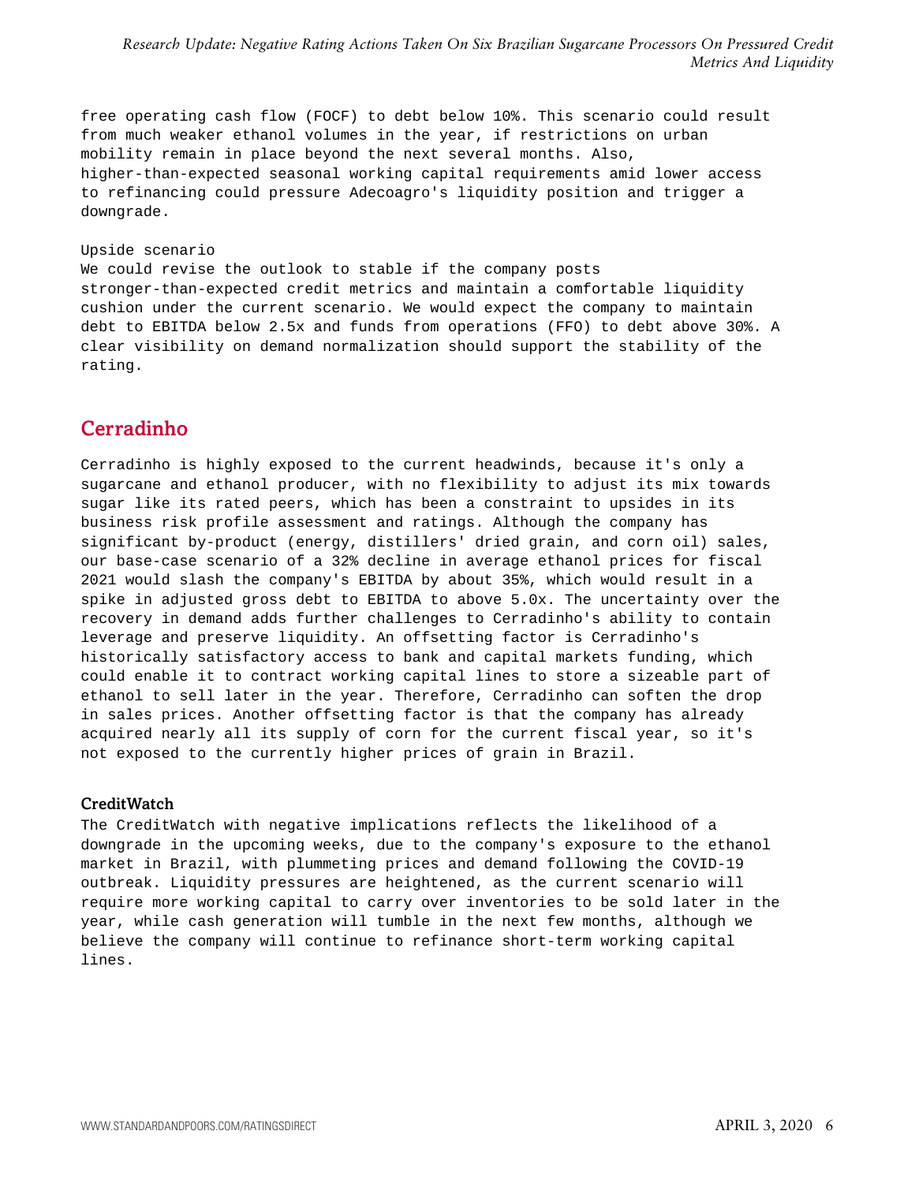free operating cash flow (FOCF) to debt below 10%. This scenario could result from much weaker ethanol volumes in the year, if restrictions on urban mobility remain in place beyond the next several months. Also, higher-than-expected seasonal working capital requirements amid lower access to refinancing could pressure Adecoagro's liquidity position and trigger a downgrade.

Upside scenario

We could revise the outlook to stable if the company posts stronger-than-expected credit metrics and maintain a comfortable liquidity cushion under the current scenario. We would expect the company to maintain debt to EBITDA below 2.5x and funds from operations (FFO) to debt above 30%. A clear visibility on demand normalization should support the stability of the rating.

## Cerradinho

Cerradinho is highly exposed to the current headwinds, because it's only a sugarcane and ethanol producer, with no flexibility to adjust its mix towards sugar like its rated peers, which has been a constraint to upsides in its business risk profile assessment and ratings. Although the company has significant by-product (energy, distillers' dried grain, and corn oil) sales, our base-case scenario of a 32% decline in average ethanol prices for fiscal 2021 would slash the company's EBITDA by about 35%, which would result in a spike in adjusted gross debt to EBITDA to above 5.0x. The uncertainty over the recovery in demand adds further challenges to Cerradinho's ability to contain leverage and preserve liquidity. An offsetting factor is Cerradinho's historically satisfactory access to bank and capital markets funding, which could enable it to contract working capital lines to store a sizeable part of ethanol to sell later in the year. Therefore, Cerradinho can soften the drop in sales prices. Another offsetting factor is that the company has already acquired nearly all its supply of corn for the current fiscal year, so it's not exposed to the currently higher prices of grain in Brazil.

### CreditWatch

The CreditWatch with negative implications reflects the likelihood of a downgrade in the upcoming weeks, due to the company's exposure to the ethanol market in Brazil, with plummeting prices and demand following the COVID-19 outbreak. Liquidity pressures are heightened, as the current scenario will require more working capital to carry over inventories to be sold later in the year, while cash generation will tumble in the next few months, although we believe the company will continue to refinance short-term working capital lines.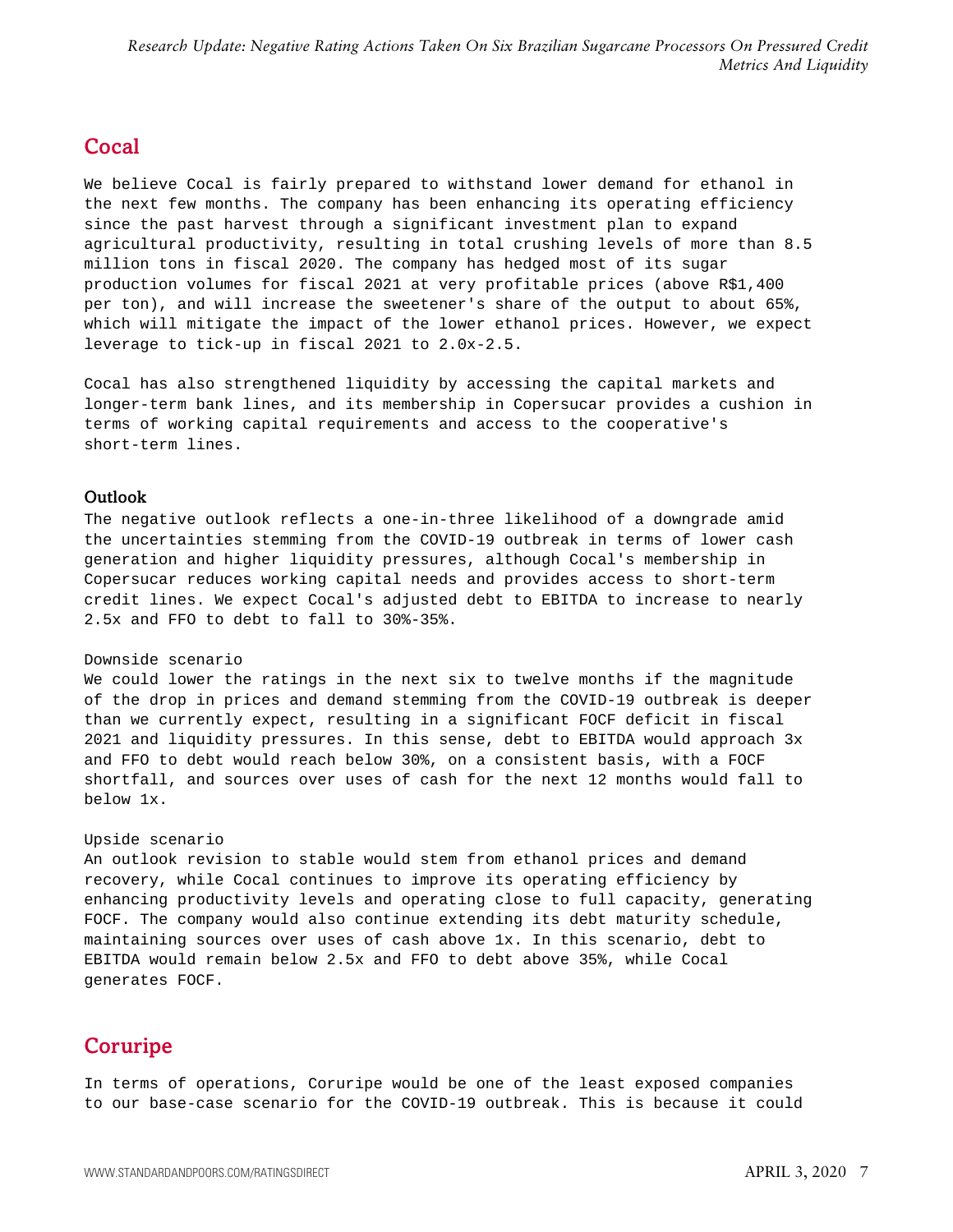## Cocal

We believe Cocal is fairly prepared to withstand lower demand for ethanol in the next few months. The company has been enhancing its operating efficiency since the past harvest through a significant investment plan to expand agricultural productivity, resulting in total crushing levels of more than 8.5 million tons in fiscal 2020. The company has hedged most of its sugar production volumes for fiscal 2021 at very profitable prices (above R$1,400 per ton), and will increase the sweetener's share of the output to about 65%, which will mitigate the impact of the lower ethanol prices. However, we expect leverage to tick-up in fiscal 2021 to 2.0x-2.5.

Cocal has also strengthened liquidity by accessing the capital markets and longer-term bank lines, and its membership in Copersucar provides a cushion in terms of working capital requirements and access to the cooperative's short-term lines.

### Outlook

The negative outlook reflects a one-in-three likelihood of a downgrade amid the uncertainties stemming from the COVID-19 outbreak in terms of lower cash generation and higher liquidity pressures, although Cocal's membership in Copersucar reduces working capital needs and provides access to short-term credit lines. We expect Cocal's adjusted debt to EBITDA to increase to nearly 2.5x and FFO to debt to fall to 30%-35%.

Downside scenario

We could lower the ratings in the next six to twelve months if the magnitude of the drop in prices and demand stemming from the COVID-19 outbreak is deeper than we currently expect, resulting in a significant FOCF deficit in fiscal 2021 and liquidity pressures. In this sense, debt to EBITDA would approach 3x and FFO to debt would reach below 30%, on a consistent basis, with a FOCF shortfall, and sources over uses of cash for the next 12 months would fall to below 1x.

Upside scenario

An outlook revision to stable would stem from ethanol prices and demand recovery, while Cocal continues to improve its operating efficiency by enhancing productivity levels and operating close to full capacity, generating FOCF. The company would also continue extending its debt maturity schedule, maintaining sources over uses of cash above 1x. In this scenario, debt to EBITDA would remain below 2.5x and FFO to debt above 35%, while Cocal generates FOCF.

## Coruripe

In terms of operations, Coruripe would be one of the least exposed companies to our base-case scenario for the COVID-19 outbreak. This is because it could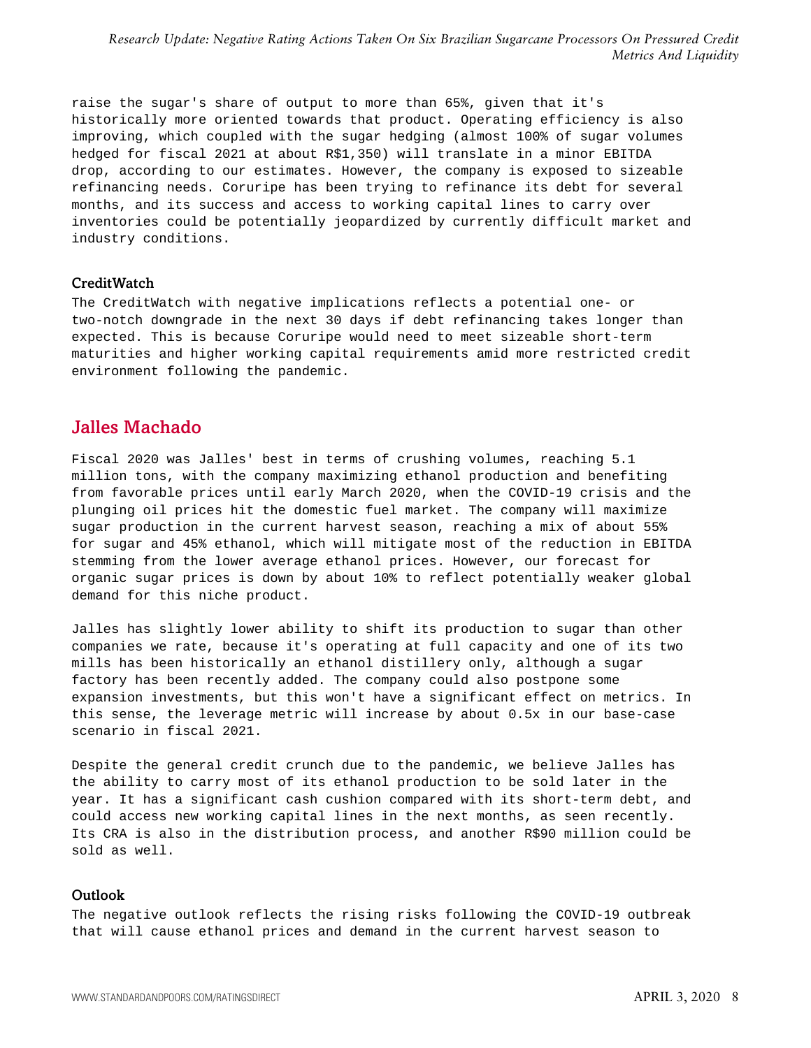raise the sugar's share of output to more than 65%, given that it's historically more oriented towards that product. Operating efficiency is also improving, which coupled with the sugar hedging (almost 100% of sugar volumes hedged for fiscal 2021 at about R$1,350) will translate in a minor EBITDA drop, according to our estimates. However, the company is exposed to sizeable refinancing needs. Coruripe has been trying to refinance its debt for several months, and its success and access to working capital lines to carry over inventories could be potentially jeopardized by currently difficult market and industry conditions.

### CreditWatch

The CreditWatch with negative implications reflects a potential one- or two-notch downgrade in the next 30 days if debt refinancing takes longer than expected. This is because Coruripe would need to meet sizeable short-term maturities and higher working capital requirements amid more restricted credit environment following the pandemic.

## Jalles Machado

Fiscal 2020 was Jalles' best in terms of crushing volumes, reaching 5.1 million tons, with the company maximizing ethanol production and benefiting from favorable prices until early March 2020, when the COVID-19 crisis and the plunging oil prices hit the domestic fuel market. The company will maximize sugar production in the current harvest season, reaching a mix of about 55% for sugar and 45% ethanol, which will mitigate most of the reduction in EBITDA stemming from the lower average ethanol prices. However, our forecast for organic sugar prices is down by about 10% to reflect potentially weaker global demand for this niche product.

Jalles has slightly lower ability to shift its production to sugar than other companies we rate, because it's operating at full capacity and one of its two mills has been historically an ethanol distillery only, although a sugar factory has been recently added. The company could also postpone some expansion investments, but this won't have a significant effect on metrics. In this sense, the leverage metric will increase by about 0.5x in our base-case scenario in fiscal 2021.

Despite the general credit crunch due to the pandemic, we believe Jalles has the ability to carry most of its ethanol production to be sold later in the year. It has a significant cash cushion compared with its short-term debt, and could access new working capital lines in the next months, as seen recently. Its CRA is also in the distribution process, and another R$90 million could be sold as well.

### Outlook

The negative outlook reflects the rising risks following the COVID-19 outbreak that will cause ethanol prices and demand in the current harvest season to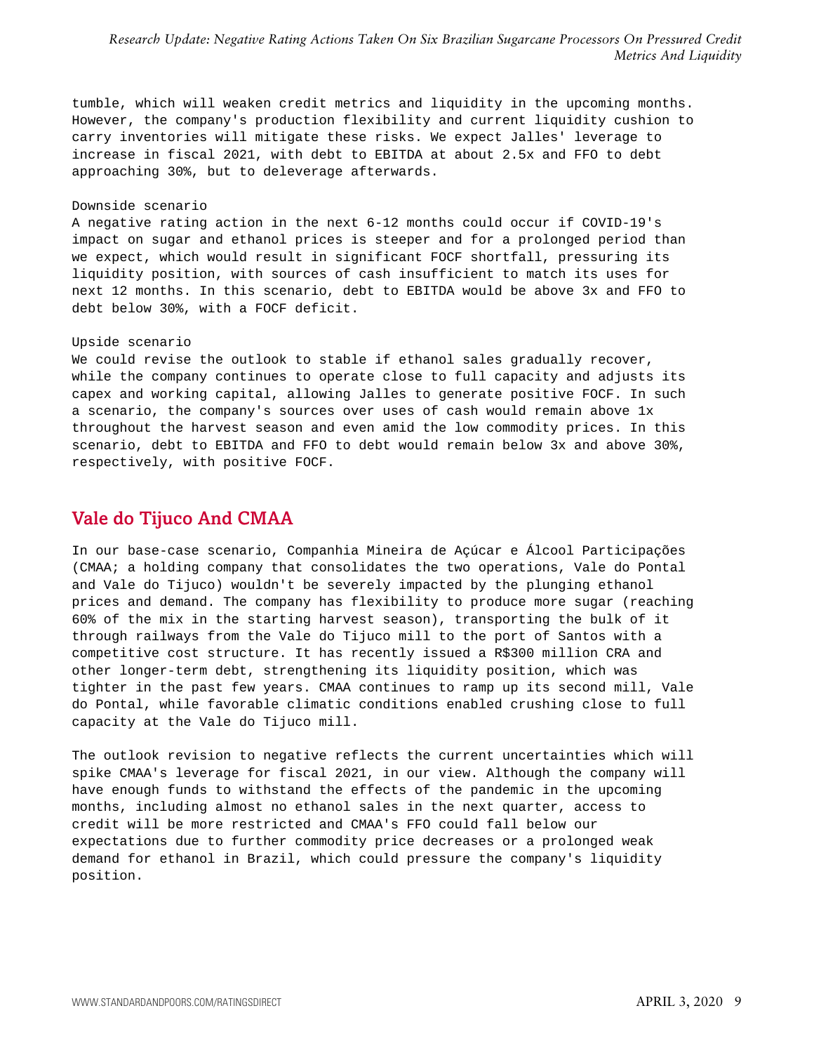tumble, which will weaken credit metrics and liquidity in the upcoming months. However, the company's production flexibility and current liquidity cushion to carry inventories will mitigate these risks. We expect Jalles' leverage to increase in fiscal 2021, with debt to EBITDA at about 2.5x and FFO to debt approaching 30%, but to deleverage afterwards.

Downside scenario

A negative rating action in the next 6-12 months could occur if COVID-19's impact on sugar and ethanol prices is steeper and for a prolonged period than we expect, which would result in significant FOCF shortfall, pressuring its liquidity position, with sources of cash insufficient to match its uses for next 12 months. In this scenario, debt to EBITDA would be above 3x and FFO to debt below 30%, with a FOCF deficit.

Upside scenario

We could revise the outlook to stable if ethanol sales gradually recover, while the company continues to operate close to full capacity and adjusts its capex and working capital, allowing Jalles to generate positive FOCF. In such a scenario, the company's sources over uses of cash would remain above 1x throughout the harvest season and even amid the low commodity prices. In this scenario, debt to EBITDA and FFO to debt would remain below 3x and above 30%, respectively, with positive FOCF.

## Vale do Tijuco And CMAA

In our base-case scenario, Companhia Mineira de Açúcar e Álcool Participações (CMAA; a holding company that consolidates the two operations, Vale do Pontal and Vale do Tijuco) wouldn't be severely impacted by the plunging ethanol prices and demand. The company has flexibility to produce more sugar (reaching 60% of the mix in the starting harvest season), transporting the bulk of it through railways from the Vale do Tijuco mill to the port of Santos with a competitive cost structure. It has recently issued a R$300 million CRA and other longer-term debt, strengthening its liquidity position, which was tighter in the past few years. CMAA continues to ramp up its second mill, Vale do Pontal, while favorable climatic conditions enabled crushing close to full capacity at the Vale do Tijuco mill.

The outlook revision to negative reflects the current uncertainties which will spike CMAA's leverage for fiscal 2021, in our view. Although the company will have enough funds to withstand the effects of the pandemic in the upcoming months, including almost no ethanol sales in the next quarter, access to credit will be more restricted and CMAA's FFO could fall below our expectations due to further commodity price decreases or a prolonged weak demand for ethanol in Brazil, which could pressure the company's liquidity position.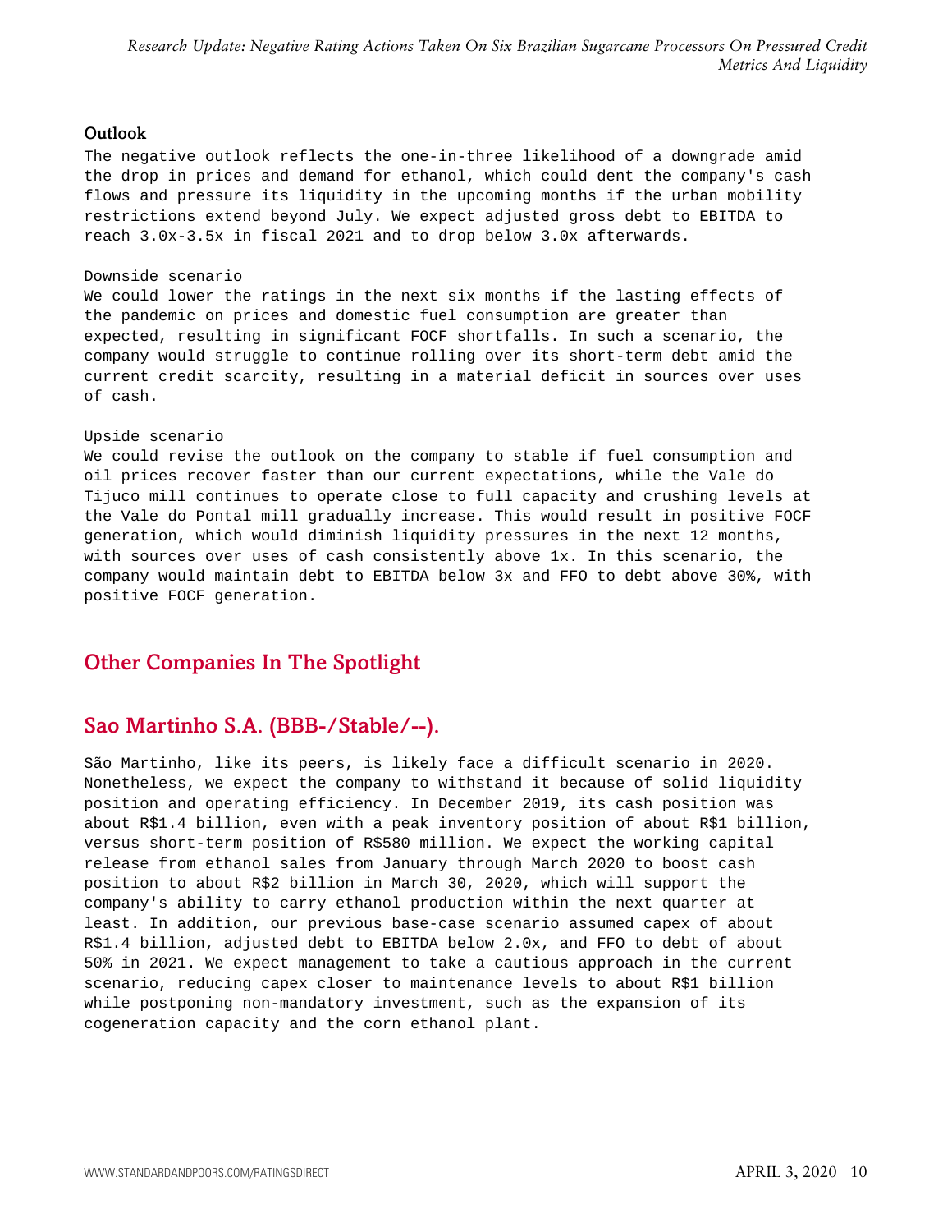### Outlook

The negative outlook reflects the one-in-three likelihood of a downgrade amid the drop in prices and demand for ethanol, which could dent the company's cash flows and pressure its liquidity in the upcoming months if the urban mobility restrictions extend beyond July. We expect adjusted gross debt to EBITDA to reach 3.0x-3.5x in fiscal 2021 and to drop below 3.0x afterwards.

Downside scenario

We could lower the ratings in the next six months if the lasting effects of the pandemic on prices and domestic fuel consumption are greater than expected, resulting in significant FOCF shortfalls. In such a scenario, the company would struggle to continue rolling over its short-term debt amid the current credit scarcity, resulting in a material deficit in sources over uses of cash.

Upside scenario

We could revise the outlook on the company to stable if fuel consumption and oil prices recover faster than our current expectations, while the Vale do Tijuco mill continues to operate close to full capacity and crushing levels at the Vale do Pontal mill gradually increase. This would result in positive FOCF generation, which would diminish liquidity pressures in the next 12 months, with sources over uses of cash consistently above 1x. In this scenario, the company would maintain debt to EBITDA below 3x and FFO to debt above 30%, with positive FOCF generation.

## Other Companies In The Spotlight

## Sao Martinho S.A. (BBB-/Stable/--).

São Martinho, like its peers, is likely face a difficult scenario in 2020. Nonetheless, we expect the company to withstand it because of solid liquidity position and operating efficiency. In December 2019, its cash position was about R$1.4 billion, even with a peak inventory position of about R$1 billion, versus short-term position of R$580 million. We expect the working capital release from ethanol sales from January through March 2020 to boost cash position to about R$2 billion in March 30, 2020, which will support the company's ability to carry ethanol production within the next quarter at least. In addition, our previous base-case scenario assumed capex of about R$1.4 billion, adjusted debt to EBITDA below 2.0x, and FFO to debt of about 50% in 2021. We expect management to take a cautious approach in the current scenario, reducing capex closer to maintenance levels to about R$1 billion while postponing non-mandatory investment, such as the expansion of its cogeneration capacity and the corn ethanol plant.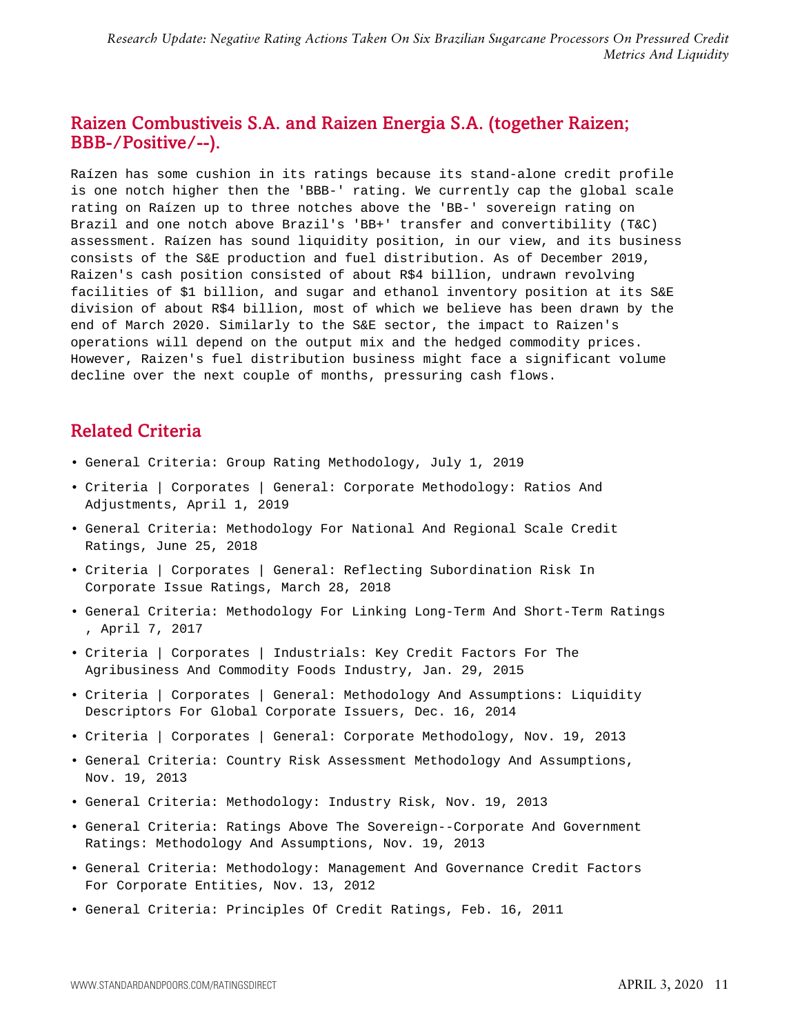## Raizen Combustiveis S.A. and Raizen Energia S.A. (together Raizen; BBB-/Positive/--).

Raízen has some cushion in its ratings because its stand-alone credit profile is one notch higher then the 'BBB-' rating. We currently cap the global scale rating on Raízen up to three notches above the 'BB-' sovereign rating on Brazil and one notch above Brazil's 'BB+' transfer and convertibility (T&C) assessment. Raízen has sound liquidity position, in our view, and its business consists of the S&E production and fuel distribution. As of December 2019, Raizen's cash position consisted of about R$4 billion, undrawn revolving facilities of $1 billion, and sugar and ethanol inventory position at its S&E division of about R$4 billion, most of which we believe has been drawn by the end of March 2020. Similarly to the S&E sector, the impact to Raizen's operations will depend on the output mix and the hedged commodity prices. However, Raizen's fuel distribution business might face a significant volume decline over the next couple of months, pressuring cash flows.

## Related Criteria

- General Criteria: Group Rating Methodology, July 1, 2019
- Criteria | Corporates | General: Corporate Methodology: Ratios And Adjustments, April 1, 2019
- General Criteria: Methodology For National And Regional Scale Credit Ratings, June 25, 2018
- Criteria | Corporates | General: Reflecting Subordination Risk In Corporate Issue Ratings, March 28, 2018
- General Criteria: Methodology For Linking Long-Term And Short-Term Ratings , April 7, 2017
- Criteria | Corporates | Industrials: Key Credit Factors For The Agribusiness And Commodity Foods Industry, Jan. 29, 2015
- Criteria | Corporates | General: Methodology And Assumptions: Liquidity Descriptors For Global Corporate Issuers, Dec. 16, 2014
- Criteria | Corporates | General: Corporate Methodology, Nov. 19, 2013
- General Criteria: Country Risk Assessment Methodology And Assumptions, Nov. 19, 2013
- General Criteria: Methodology: Industry Risk, Nov. 19, 2013
- General Criteria: Ratings Above The Sovereign--Corporate And Government Ratings: Methodology And Assumptions, Nov. 19, 2013
- General Criteria: Methodology: Management And Governance Credit Factors For Corporate Entities, Nov. 13, 2012
- General Criteria: Principles Of Credit Ratings, Feb. 16, 2011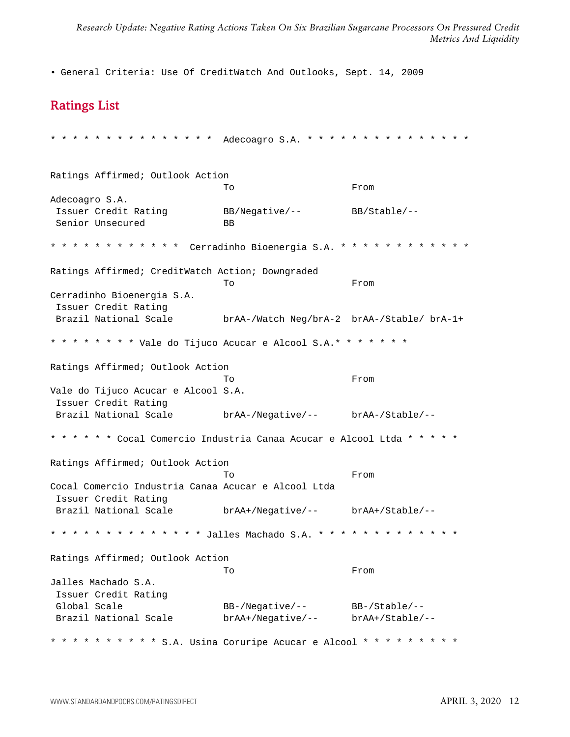• General Criteria: Use Of CreditWatch And Outlooks, Sept. 14, 2009

## Ratings List

\* \* \* \* \* \* \* \* \* \* \* \* \* \* \* Adecoagro S.A. \* \* \* \* \* \* \* \* \* \* \* \* \* \* \*

Ratings Affirmed; Outlook Action

| | To | From |
|---|---|---|
| Adecoagro S.A. | | |
| Issuer Credit Rating | BB/Negative/-- | BB/Stable/-- |
| Senior Unsecured | BB | |

\* \* \* \* \* \* \* \* \* \* \* \* Cerradinho Bioenergia S.A. \* \* \* \* \* \* \* \* \* \* \* \*

Ratings Affirmed; CreditWatch Action; Downgraded

| | To | From |
|---|---|---|
| Cerradinho Bioenergia S.A. | | |
| Issuer Credit Rating | | |
| Brazil National Scale | brAA-/Watch Neg/brA-2 | brAA-/Stable/ brA-1+ |

\* \* \* \* \* \* \* \* Vale do Tijuco Acucar e Alcool S.A.\* \* \* \* \* \* \*

Ratings Affirmed; Outlook Action

| | To | From |
|---|---|---|
| Vale do Tijuco Acucar e Alcool S.A. | | |
| Issuer Credit Rating | | |
| Brazil National Scale | brAA-/Negative/-- | brAA-/Stable/-- |

\* \* \* \* \* \* Cocal Comercio Industria Canaa Acucar e Alcool Ltda \* \* \* \* \*

Ratings Affirmed; Outlook Action

| | To | From |
|---|---|---|
| Cocal Comercio Industria Canaa Acucar e Alcool Ltda | | |
| Issuer Credit Rating | | |
| Brazil National Scale | brAA+/Negative/-- | brAA+/Stable/-- |

\* \* \* \* \* \* \* \* \* \* \* \* \* \* Jalles Machado S.A. \* \* \* \* \* \* \* \* \* \* \* \* \* \*

Ratings Affirmed; Outlook Action

| | To | From |
|---|---|---|
| Jalles Machado S.A. | | |
| Issuer Credit Rating | | |
| Global Scale | BB-/Negative/-- | BB-/Stable/-- |
| Brazil National Scale | brAA+/Negative/-- | brAA+/Stable/-- |

\* \* \* \* \* \* \* \* \* \* S.A. Usina Coruripe Acucar e Alcool \* \* \* \* \* \* \* \* \*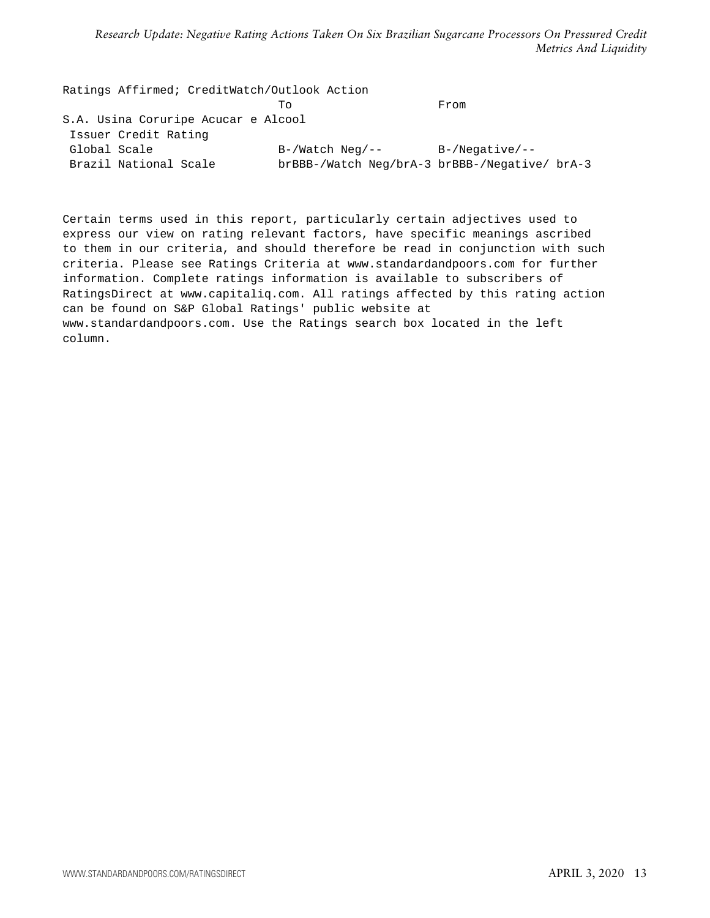Ratings Affirmed; CreditWatch/Outlook Action

| | To | From |
|---|---|---|
| S.A. Usina Coruripe Acucar e Alcool | | |
| Issuer Credit Rating | | |
| Global Scale | B-/Watch Neg/-- | B-/Negative/-- |
| Brazil National Scale | brBBB-/Watch Neg/brA-3 | brBBB-/Negative/ brA-3 |

Certain terms used in this report, particularly certain adjectives used to express our view on rating relevant factors, have specific meanings ascribed to them in our criteria, and should therefore be read in conjunction with such criteria. Please see Ratings Criteria at www.standardandpoors.com for further information. Complete ratings information is available to subscribers of RatingsDirect at www.capitaliq.com. All ratings affected by this rating action can be found on S&P Global Ratings' public website at www.standardandpoors.com. Use the Ratings search box located in the left column.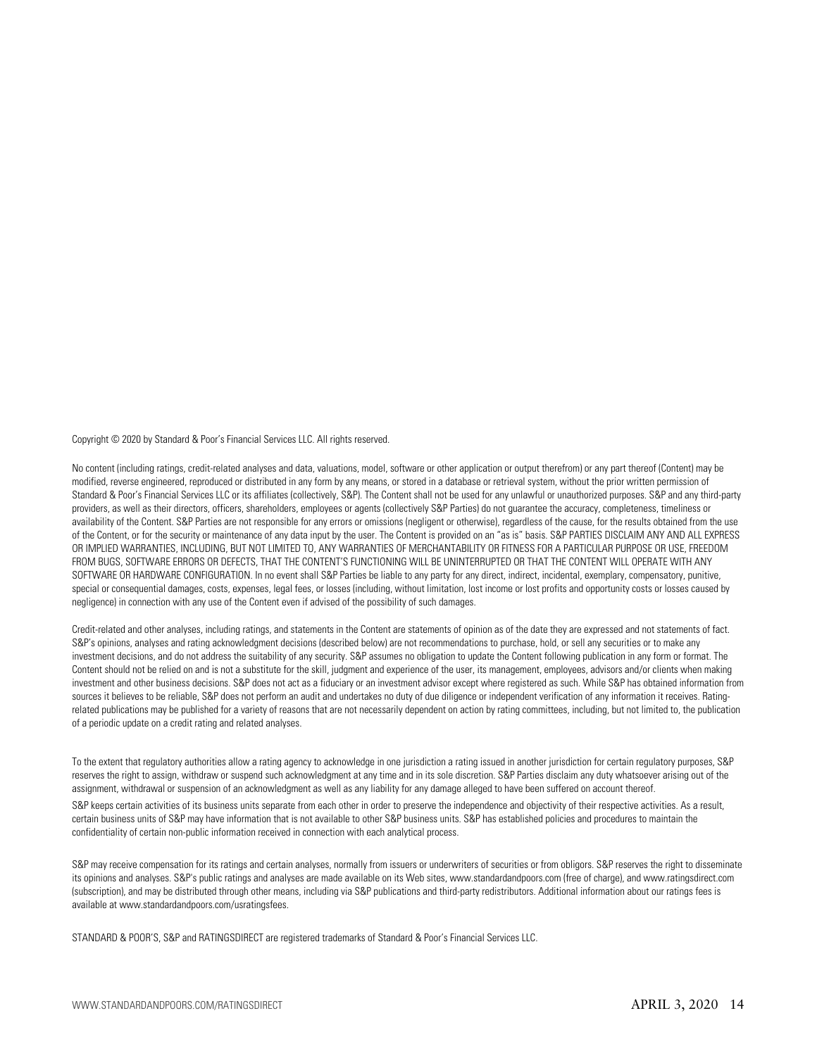Copyright © 2020 by Standard & Poor's Financial Services LLC. All rights reserved.

No content (including ratings, credit-related analyses and data, valuations, model, software or other application or output therefrom) or any part thereof (Content) may be modified, reverse engineered, reproduced or distributed in any form by any means, or stored in a database or retrieval system, without the prior written permission of Standard & Poor's Financial Services LLC or its affiliates (collectively, S&P). The Content shall not be used for any unlawful or unauthorized purposes. S&P and any third-party providers, as well as their directors, officers, shareholders, employees or agents (collectively S&P Parties) do not guarantee the accuracy, completeness, timeliness or availability of the Content. S&P Parties are not responsible for any errors or omissions (negligent or otherwise), regardless of the cause, for the results obtained from the use of the Content, or for the security or maintenance of any data input by the user. The Content is provided on an "as is" basis. S&P PARTIES DISCLAIM ANY AND ALL EXPRESS OR IMPLIED WARRANTIES, INCLUDING, BUT NOT LIMITED TO, ANY WARRANTIES OF MERCHANTABILITY OR FITNESS FOR A PARTICULAR PURPOSE OR USE, FREEDOM FROM BUGS, SOFTWARE ERRORS OR DEFECTS, THAT THE CONTENT'S FUNCTIONING WILL BE UNINTERRUPTED OR THAT THE CONTENT WILL OPERATE WITH ANY SOFTWARE OR HARDWARE CONFIGURATION. In no event shall S&P Parties be liable to any party for any direct, indirect, incidental, exemplary, compensatory, punitive, special or consequential damages, costs, expenses, legal fees, or losses (including, without limitation, lost income or lost profits and opportunity costs or losses caused by negligence) in connection with any use of the Content even if advised of the possibility of such damages.

Credit-related and other analyses, including ratings, and statements in the Content are statements of opinion as of the date they are expressed and not statements of fact. S&P's opinions, analyses and rating acknowledgment decisions (described below) are not recommendations to purchase, hold, or sell any securities or to make any investment decisions, and do not address the suitability of any security. S&P assumes no obligation to update the Content following publication in any form or format. The Content should not be relied on and is not a substitute for the skill, judgment and experience of the user, its management, employees, advisors and/or clients when making investment and other business decisions. S&P does not act as a fiduciary or an investment advisor except where registered as such. While S&P has obtained information from sources it believes to be reliable, S&P does not perform an audit and undertakes no duty of due diligence or independent verification of any information it receives. Rating-related publications may be published for a variety of reasons that are not necessarily dependent on action by rating committees, including, but not limited to, the publication of a periodic update on a credit rating and related analyses.

To the extent that regulatory authorities allow a rating agency to acknowledge in one jurisdiction a rating issued in another jurisdiction for certain regulatory purposes, S&P reserves the right to assign, withdraw or suspend such acknowledgment at any time and in its sole discretion. S&P Parties disclaim any duty whatsoever arising out of the assignment, withdrawal or suspension of an acknowledgment as well as any liability for any damage alleged to have been suffered on account thereof.

S&P keeps certain activities of its business units separate from each other in order to preserve the independence and objectivity of their respective activities. As a result, certain business units of S&P may have information that is not available to other S&P business units. S&P has established policies and procedures to maintain the confidentiality of certain non-public information received in connection with each analytical process.

S&P may receive compensation for its ratings and certain analyses, normally from issuers or underwriters of securities or from obligors. S&P reserves the right to disseminate its opinions and analyses. S&P's public ratings and analyses are made available on its Web sites, www.standardandpoors.com (free of charge), and www.ratingsdirect.com (subscription), and may be distributed through other means, including via S&P publications and third-party redistributors. Additional information about our ratings fees is available at www.standardandpoors.com/usratingsfees.

STANDARD & POOR'S, S&P and RATINGSDIRECT are registered trademarks of Standard & Poor's Financial Services LLC.